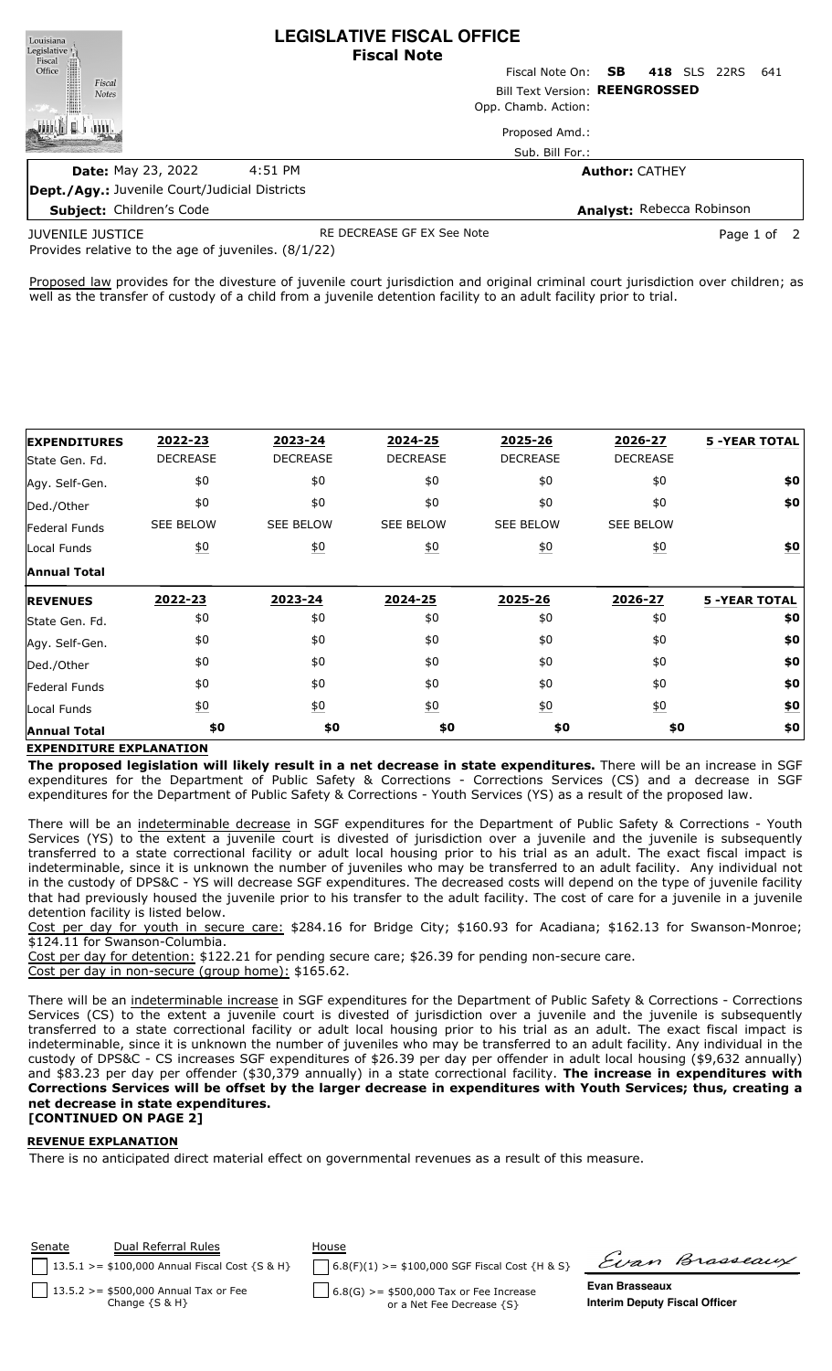# LEGISLATIVE FISCAL OFFICE
## Fiscal Note

Fiscal Note On: **SB 418** SLS 22RS 641

Bill Text Version: **REENGROSSED**

Opp. Chamb. Action:

Proposed Amd.:

Sub. Bill For.:

**Date:** May 23, 2022 4:51 PM

**Author:** CATHEY

**Dept./Agy.:** Juvenile Court/Judicial Districts

**Subject:** Children's Code

**Analyst:** Rebecca Robinson

JUVENILE JUSTICE — RE DECREASE GF EX See Note

Provides relative to the age of juveniles. (8/1/22)

Proposed law provides for the divesture of juvenile court jurisdiction and original criminal court jurisdiction over children; as well as the transfer of custody of a child from a juvenile detention facility to an adult facility prior to trial.

| EXPENDITURES | 2022-23 | 2023-24 | 2024-25 | 2025-26 | 2026-27 | 5 -YEAR TOTAL |
|---|---|---|---|---|---|---|
| State Gen. Fd. | DECREASE | DECREASE | DECREASE | DECREASE | DECREASE | |
| Agy. Self-Gen. | $0 | $0 | $0 | $0 | $0 | $0 |
| Ded./Other | $0 | $0 | $0 | $0 | $0 | $0 |
| Federal Funds | SEE BELOW | SEE BELOW | SEE BELOW | SEE BELOW | SEE BELOW | |
| Local Funds | $0 | $0 | $0 | $0 | $0 | $0 |
| **Annual Total** | | | | | | |

| REVENUES | 2022-23 | 2023-24 | 2024-25 | 2025-26 | 2026-27 | 5 -YEAR TOTAL |
|---|---|---|---|---|---|---|
| State Gen. Fd. | $0 | $0 | $0 | $0 | $0 | $0 |
| Agy. Self-Gen. | $0 | $0 | $0 | $0 | $0 | $0 |
| Ded./Other | $0 | $0 | $0 | $0 | $0 | $0 |
| Federal Funds | $0 | $0 | $0 | $0 | $0 | $0 |
| Local Funds | $0 | $0 | $0 | $0 | $0 | $0 |
| **Annual Total** | $0 | $0 | $0 | $0 | $0 | $0 |

## EXPENDITURE EXPLANATION

**The proposed legislation will likely result in a net decrease in state expenditures.** There will be an increase in SGF expenditures for the Department of Public Safety & Corrections - Corrections Services (CS) and a decrease in SGF expenditures for the Department of Public Safety & Corrections - Youth Services (YS) as a result of the proposed law.

There will be an indeterminable decrease in SGF expenditures for the Department of Public Safety & Corrections - Youth Services (YS) to the extent a juvenile court is divested of jurisdiction over a juvenile and the juvenile is subsequently transferred to a state correctional facility or adult local housing prior to his trial as an adult. The exact fiscal impact is indeterminable, since it is unknown the number of juveniles who may be transferred to an adult facility. Any individual not in the custody of DPS&C - YS will decrease SGF expenditures. The decreased costs will depend on the type of juvenile facility that had previously housed the juvenile prior to his transfer to the adult facility. The cost of care for a juvenile in a juvenile detention facility is listed below.

Cost per day for youth in secure care: $284.16 for Bridge City; $160.93 for Acadiana; $162.13 for Swanson-Monroe; $124.11 for Swanson-Columbia.

Cost per day for detention: $122.21 for pending secure care; $26.39 for pending non-secure care.

Cost per day in non-secure (group home): $165.62.

There will be an indeterminable increase in SGF expenditures for the Department of Public Safety & Corrections - Corrections Services (CS) to the extent a juvenile court is divested of jurisdiction over a juvenile and the juvenile is subsequently transferred to a state correctional facility or adult local housing prior to his trial as an adult. The exact fiscal impact is indeterminable, since it is unknown the number of juveniles who may be transferred to an adult facility. Any individual in the custody of DPS&C - CS increases SGF expenditures of $26.39 per day per offender in adult local housing ($9,632 annually) and $83.23 per day per offender ($30,379 annually) in a state correctional facility. **The increase in expenditures with Corrections Services will be offset by the larger decrease in expenditures with Youth Services; thus, creating a net decrease in state expenditures.**

**[CONTINUED ON PAGE 2]**

## REVENUE EXPLANATION

There is no anticipated direct material effect on governmental revenues as a result of this measure.

| Senate | Dual Referral Rules | House |
|---|---|---|
| | 13.5.1 >= $100,000 Annual Fiscal Cost {S & H} | 6.8(F)(1) >= $100,000 SGF Fiscal Cost {H & S} |
| | 13.5.2 >= $500,000 Annual Tax or Fee Change {S & H} | 6.8(G) >= $500,000 Tax or Fee Increase or a Net Fee Decrease {S} |

Evan Brasseaux

**Evan Brasseaux**
**Interim Deputy Fiscal Officer**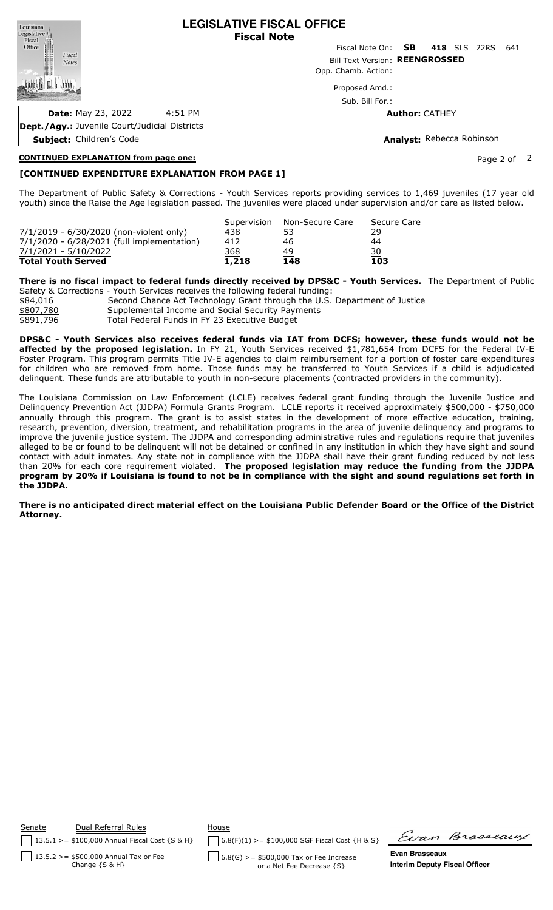**LEGISLATIVE FISCAL OFFICE**
**Fiscal Note**

Fiscal Note On: **SB 418** SLS 22RS 641

Bill Text Version: **REENGROSSED**

Opp. Chamb. Action:

Proposed Amd.:

Sub. Bill For.:

**Date:** May 23, 2022 4:51 PM

**Author:** CATHEY

**Dept./Agy.:** Juvenile Court/Judicial Districts

**Subject:** Children's Code

**Analyst:** Rebecca Robinson

**CONTINUED EXPLANATION from page one:**

**[CONTINUED EXPENDITURE EXPLANATION FROM PAGE 1]**

The Department of Public Safety & Corrections - Youth Services reports providing services to 1,469 juveniles (17 year old youth) since the Raise the Age legislation passed. The juveniles were placed under supervision and/or care as listed below.

| | Supervision | Non-Secure Care | Secure Care |
|---|---|---|---|
| 7/1/2019 - 6/30/2020 (non-violent only) | 438 | 53 | 29 |
| 7/1/2020 - 6/28/2021 (full implementation) | 412 | 46 | 44 |
| 7/1/2021 - 5/10/2022 | 368 | 49 | 30 |
| **Total Youth Served** | **1,218** | **148** | **103** |

**There is no fiscal impact to federal funds directly received by DPS&C - Youth Services.** The Department of Public Safety & Corrections - Youth Services receives the following federal funding:

| | |
|---|---|
| \$84,016 | Second Chance Act Technology Grant through the U.S. Department of Justice |
| \$807,780 | Supplemental Income and Social Security Payments |
| \$891,796 | Total Federal Funds in FY 23 Executive Budget |

**DPS&C - Youth Services also receives federal funds via IAT from DCFS; however, these funds would not be affected by the proposed legislation.** In FY 21, Youth Services received \$1,781,654 from DCFS for the Federal IV-E Foster Program. This program permits Title IV-E agencies to claim reimbursement for a portion of foster care expenditures for children who are removed from home. Those funds may be transferred to Youth Services if a child is adjudicated delinquent. These funds are attributable to youth in non-secure placements (contracted providers in the community).

The Louisiana Commission on Law Enforcement (LCLE) receives federal grant funding through the Juvenile Justice and Delinquency Prevention Act (JJDPA) Formula Grants Program. LCLE reports it received approximately \$500,000 - \$750,000 annually through this program. The grant is to assist states in the development of more effective education, training, research, prevention, diversion, treatment, and rehabilitation programs in the area of juvenile delinquency and programs to improve the juvenile justice system. The JJDPA and corresponding administrative rules and regulations require that juveniles alleged to be or found to be delinquent will not be detained or confined in any institution in which they have sight and sound contact with adult inmates. Any state not in compliance with the JJDPA shall have their grant funding reduced by not less than 20% for each core requirement violated. **The proposed legislation may reduce the funding from the JJDPA program by 20% if Louisiana is found to not be in compliance with the sight and sound regulations set forth in the JJDPA.**

**There is no anticipated direct material effect on the Louisiana Public Defender Board or the Office of the District Attorney.**

| Senate | Dual Referral Rules | House |
|---|---|---|
| ☐ | 13.5.1 >= \$100,000 Annual Fiscal Cost {S & H} | ☐ 6.8(F)(1) >= \$100,000 SGF Fiscal Cost {H & S} |
| ☐ | 13.5.2 >= \$500,000 Annual Tax or Fee Change {S & H} | ☐ 6.8(G) >= \$500,000 Tax or Fee Increase or a Net Fee Decrease {S} |

Evan Brasseaux
Interim Deputy Fiscal Officer